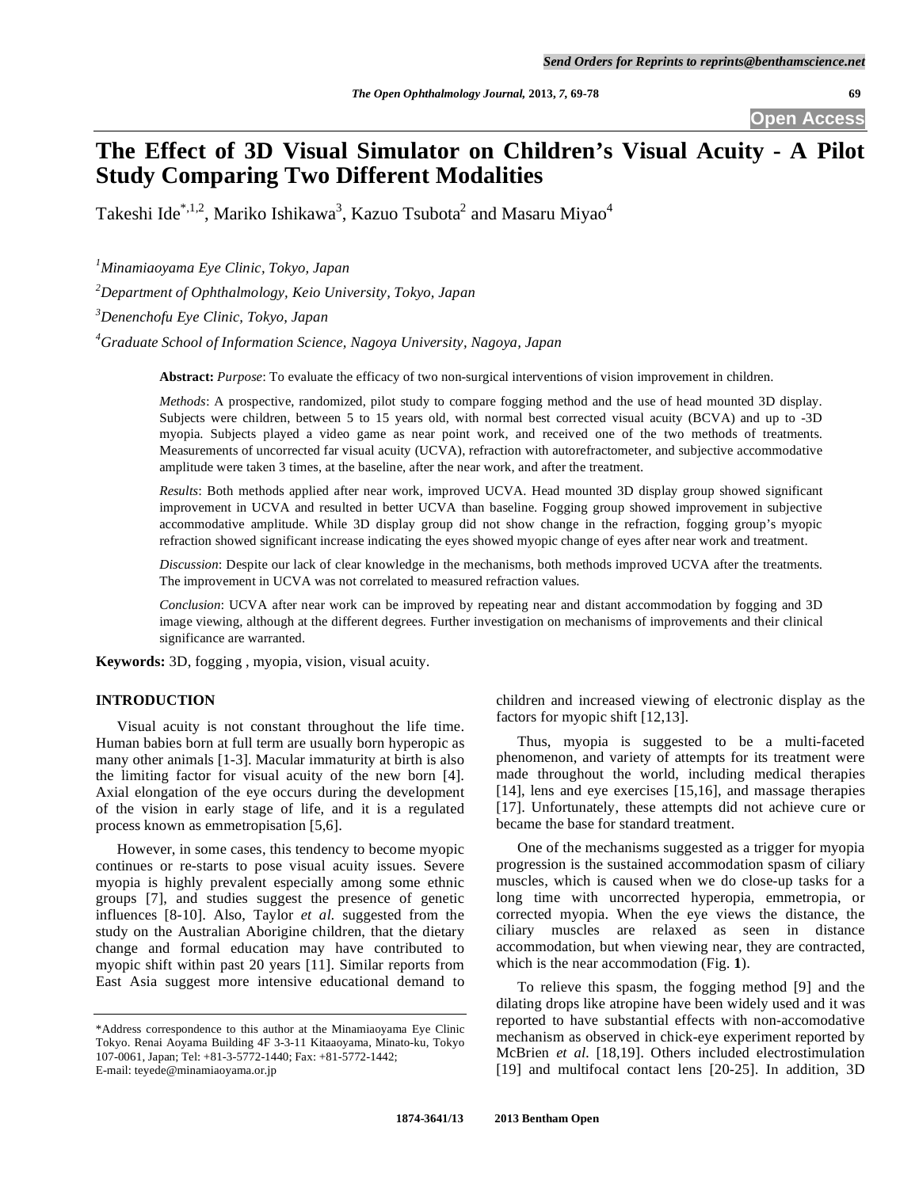# The Effect of 3D Visual Simulator on Children's Visual Acuity - A Pilot Study Comparing Two Different Modalities

Takeshi Ide[*,1,2], Mariko Ishikawa[3], Kazuo Tsubota[2] and Masaru Miyao[4]

[1]*Minamiaoyama Eye Clinic, Tokyo, Japan*

[2]*Department of Ophthalmology, Keio University, Tokyo, Japan*

[3]*Denenchofu Eye Clinic, Tokyo, Japan*

[4]*Graduate School of Information Science, Nagoya University, Nagoya, Japan*

**Abstract:** *Purpose*: To evaluate the efficacy of two non-surgical interventions of vision improvement in children.

*Methods*: A prospective, randomized, pilot study to compare fogging method and the use of head mounted 3D display. Subjects were children, between 5 to 15 years old, with normal best corrected visual acuity (BCVA) and up to -3D myopia. Subjects played a video game as near point work, and received one of the two methods of treatments. Measurements of uncorrected far visual acuity (UCVA), refraction with autorefractometer, and subjective accommodative amplitude were taken 3 times, at the baseline, after the near work, and after the treatment.

*Results*: Both methods applied after near work, improved UCVA. Head mounted 3D display group showed significant improvement in UCVA and resulted in better UCVA than baseline. Fogging group showed improvement in subjective accommodative amplitude. While 3D display group did not show change in the refraction, fogging group's myopic refraction showed significant increase indicating the eyes showed myopic change of eyes after near work and treatment.

*Discussion*: Despite our lack of clear knowledge in the mechanisms, both methods improved UCVA after the treatments. The improvement in UCVA was not correlated to measured refraction values.

*Conclusion*: UCVA after near work can be improved by repeating near and distant accommodation by fogging and 3D image viewing, although at the different degrees. Further investigation on mechanisms of improvements and their clinical significance are warranted.

**Keywords:** 3D, fogging , myopia, vision, visual acuity.

## INTRODUCTION

Visual acuity is not constant throughout the life time. Human babies born at full term are usually born hyperopic as many other animals [1-3]. Macular immaturity at birth is also the limiting factor for visual acuity of the new born [4]. Axial elongation of the eye occurs during the development of the vision in early stage of life, and it is a regulated process known as emmetropisation [5,6].

However, in some cases, this tendency to become myopic continues or re-starts to pose visual acuity issues. Severe myopia is highly prevalent especially among some ethnic groups [7], and studies suggest the presence of genetic influences [8-10]. Also, Taylor *et al.* suggested from the study on the Australian Aborigine children, that the dietary change and formal education may have contributed to myopic shift within past 20 years [11]. Similar reports from East Asia suggest more intensive educational demand to children and increased viewing of electronic display as the factors for myopic shift [12,13].

Thus, myopia is suggested to be a multi-faceted phenomenon, and variety of attempts for its treatment were made throughout the world, including medical therapies [14], lens and eye exercises [15,16], and massage therapies [17]. Unfortunately, these attempts did not achieve cure or became the base for standard treatment.

One of the mechanisms suggested as a trigger for myopia progression is the sustained accommodation spasm of ciliary muscles, which is caused when we do close-up tasks for a long time with uncorrected hyperopia, emmetropia, or corrected myopia. When the eye views the distance, the ciliary muscles are relaxed as seen in distance accommodation, but when viewing near, they are contracted, which is the near accommodation (Fig. **1**).

To relieve this spasm, the fogging method [9] and the dilating drops like atropine have been widely used and it was reported to have substantial effects with non-accomodative mechanism as observed in chick-eye experiment reported by McBrien *et al.* [18,19]. Others included electrostimulation [19] and multifocal contact lens [20-25]. In addition, 3D

*Address correspondence to this author at the Minamiaoyama Eye Clinic Tokyo. Renai Aoyama Building 4F 3-3-11 Kitaaoyama, Minato-ku, Tokyo 107-0061, Japan; Tel: +81-3-5772-1440; Fax: +81-3-5772-1442; E-mail: teyede@minamiaoyama.or.jp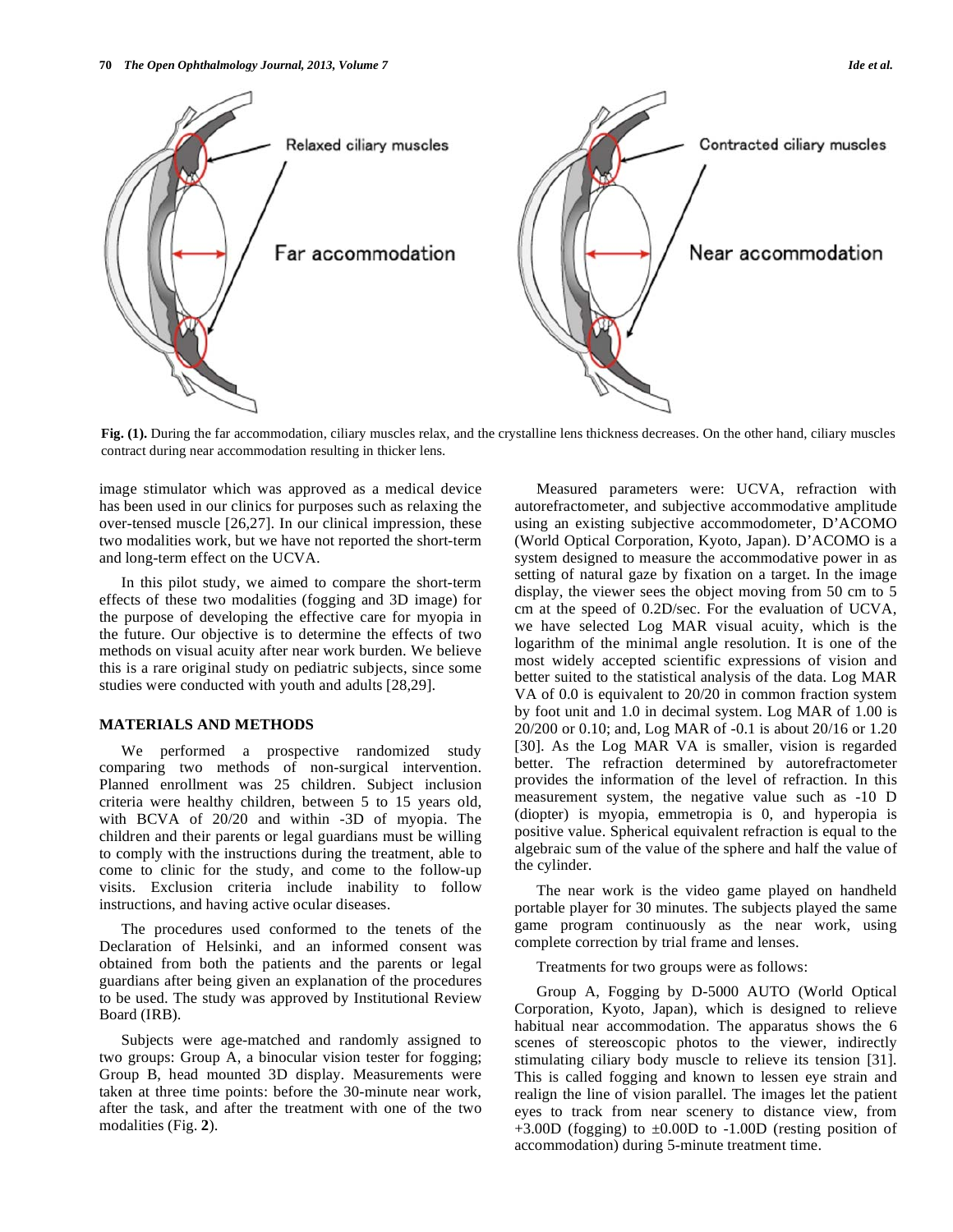Fig. (1). During the far accommodation, ciliary muscles relax, and the crystalline lens thickness decreases. On the other hand, ciliary muscles contract during near accommodation resulting in thicker lens.

image stimulator which was approved as a medical device has been used in our clinics for purposes such as relaxing the over-tensed muscle [26,27]. In our clinical impression, these two modalities work, but we have not reported the short-term and long-term effect on the UCVA.

In this pilot study, we aimed to compare the short-term effects of these two modalities (fogging and 3D image) for the purpose of developing the effective care for myopia in the future. Our objective is to determine the effects of two methods on visual acuity after near work burden. We believe this is a rare original study on pediatric subjects, since some studies were conducted with youth and adults [28,29].

## MATERIALS AND METHODS

We performed a prospective randomized study comparing two methods of non-surgical intervention. Planned enrollment was 25 children. Subject inclusion criteria were healthy children, between 5 to 15 years old, with BCVA of 20/20 and within -3D of myopia. The children and their parents or legal guardians must be willing to comply with the instructions during the treatment, able to come to clinic for the study, and come to the follow-up visits. Exclusion criteria include inability to follow instructions, and having active ocular diseases.

The procedures used conformed to the tenets of the Declaration of Helsinki, and an informed consent was obtained from both the patients and the parents or legal guardians after being given an explanation of the procedures to be used. The study was approved by Institutional Review Board (IRB).

Subjects were age-matched and randomly assigned to two groups: Group A, a binocular vision tester for fogging; Group B, head mounted 3D display. Measurements were taken at three time points: before the 30-minute near work, after the task, and after the treatment with one of the two modalities (Fig. **2**).

Measured parameters were: UCVA, refraction with autorefractometer, and subjective accommodative amplitude using an existing subjective accommodometer, D'ACOMO (World Optical Corporation, Kyoto, Japan). D'ACOMO is a system designed to measure the accommodative power in as setting of natural gaze by fixation on a target. In the image display, the viewer sees the object moving from 50 cm to 5 cm at the speed of 0.2D/sec. For the evaluation of UCVA, we have selected Log MAR visual acuity, which is the logarithm of the minimal angle resolution. It is one of the most widely accepted scientific expressions of vision and better suited to the statistical analysis of the data. Log MAR VA of 0.0 is equivalent to 20/20 in common fraction system by foot unit and 1.0 in decimal system. Log MAR of 1.00 is 20/200 or 0.10; and, Log MAR of -0.1 is about 20/16 or 1.20 [30]. As the Log MAR VA is smaller, vision is regarded better. The refraction determined by autorefractometer provides the information of the level of refraction. In this measurement system, the negative value such as -10 D (diopter) is myopia, emmetropia is 0, and hyperopia is positive value. Spherical equivalent refraction is equal to the algebraic sum of the value of the sphere and half the value of the cylinder.

The near work is the video game played on handheld portable player for 30 minutes. The subjects played the same game program continuously as the near work, using complete correction by trial frame and lenses.

Treatments for two groups were as follows:

Group A, Fogging by D-5000 AUTO (World Optical Corporation, Kyoto, Japan), which is designed to relieve habitual near accommodation. The apparatus shows the 6 scenes of stereoscopic photos to the viewer, indirectly stimulating ciliary body muscle to relieve its tension [31]. This is called fogging and known to lessen eye strain and realign the line of vision parallel. The images let the patient eyes to track from near scenery to distance view, from +3.00D (fogging) to ±0.00D to -1.00D (resting position of accommodation) during 5-minute treatment time.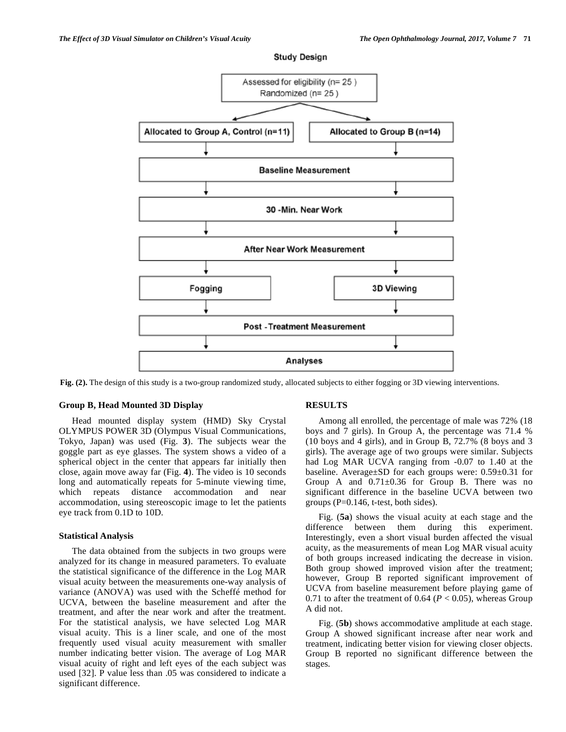**Fig. (2).** The design of this study is a two-group randomized study, allocated subjects to either fogging or 3D viewing interventions.

### Group B, Head Mounted 3D Display

Head mounted display system (HMD) Sky Crystal OLYMPUS POWER 3D (Olympus Visual Communications, Tokyo, Japan) was used (Fig. **3**). The subjects wear the goggle part as eye glasses. The system shows a video of a spherical object in the center that appears far initially then close, again move away far (Fig. **4**). The video is 10 seconds long and automatically repeats for 5-minute viewing time, which repeats distance accommodation and near accommodation, using stereoscopic image to let the patients eye track from 0.1D to 10D.

### Statistical Analysis

The data obtained from the subjects in two groups were analyzed for its change in measured parameters. To evaluate the statistical significance of the difference in the Log MAR visual acuity between the measurements one-way analysis of variance (ANOVA) was used with the Scheffé method for UCVA, between the baseline measurement and after the treatment, and after the near work and after the treatment. For the statistical analysis, we have selected Log MAR visual acuity. This is a liner scale, and one of the most frequently used visual acuity measurement with smaller number indicating better vision. The average of Log MAR visual acuity of right and left eyes of the each subject was used [32]. P value less than .05 was considered to indicate a significant difference.

## RESULTS

Among all enrolled, the percentage of male was 72% (18 boys and 7 girls). In Group A, the percentage was 71.4 % (10 boys and 4 girls), and in Group B, 72.7% (8 boys and 3 girls). The average age of two groups were similar. Subjects had Log MAR UCVA ranging from -0.07 to 1.40 at the baseline. Average±SD for each groups were: 0.59±0.31 for Group A and 0.71±0.36 for Group B. There was no significant difference in the baseline UCVA between two groups (P=0.146, t-test, both sides).

Fig. (**5a**) shows the visual acuity at each stage and the difference between them during this experiment. Interestingly, even a short visual burden affected the visual acuity, as the measurements of mean Log MAR visual acuity of both groups increased indicating the decrease in vision. Both group showed improved vision after the treatment; however, Group B reported significant improvement of UCVA from baseline measurement before playing game of 0.71 to after the treatment of 0.64 ($P < 0.05$), whereas Group A did not.

Fig. (**5b**) shows accommodative amplitude at each stage. Group A showed significant increase after near work and treatment, indicating better vision for viewing closer objects. Group B reported no significant difference between the stages.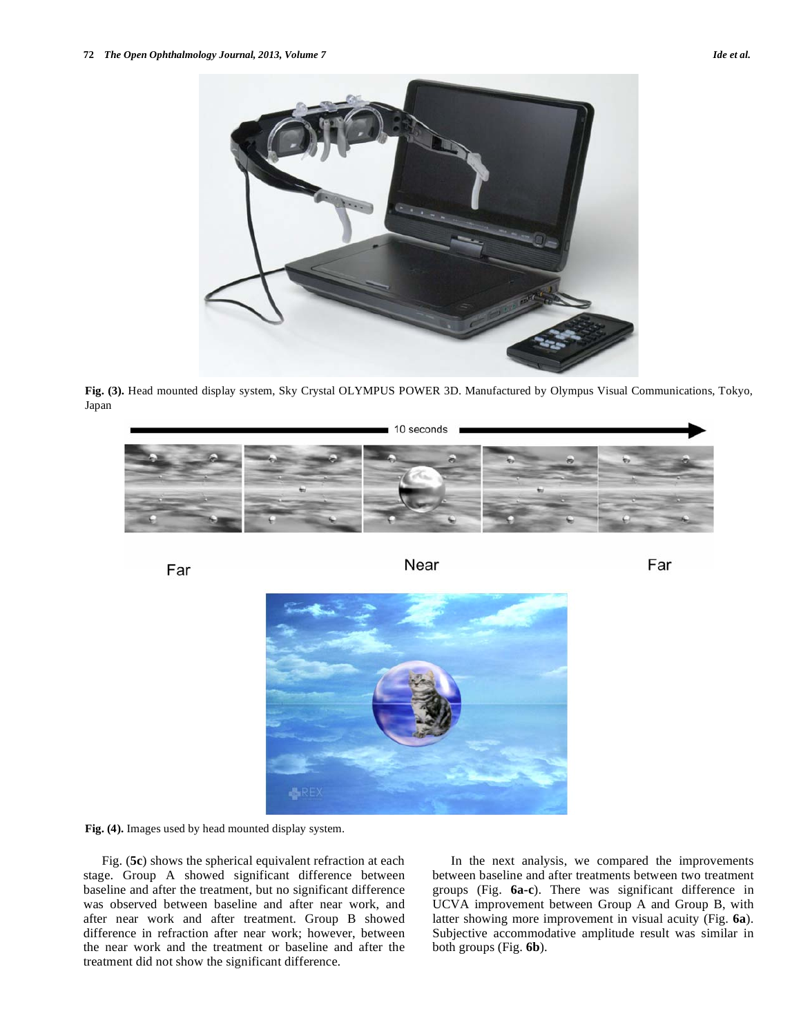Fig. (3). Head mounted display system, Sky Crystal OLYMPUS POWER 3D. Manufactured by Olympus Visual Communications, Tokyo, Japan

Fig. (4). Images used by head mounted display system.

Fig. (**5c**) shows the spherical equivalent refraction at each stage. Group A showed significant difference between baseline and after the treatment, but no significant difference was observed between baseline and after near work, and after near work and after treatment. Group B showed difference in refraction after near work; however, between the near work and the treatment or baseline and after the treatment did not show the significant difference.

In the next analysis, we compared the improvements between baseline and after treatments between two treatment groups (Fig. **6a-c**). There was significant difference in UCVA improvement between Group A and Group B, with latter showing more improvement in visual acuity (Fig. **6a**). Subjective accommodative amplitude result was similar in both groups (Fig. **6b**).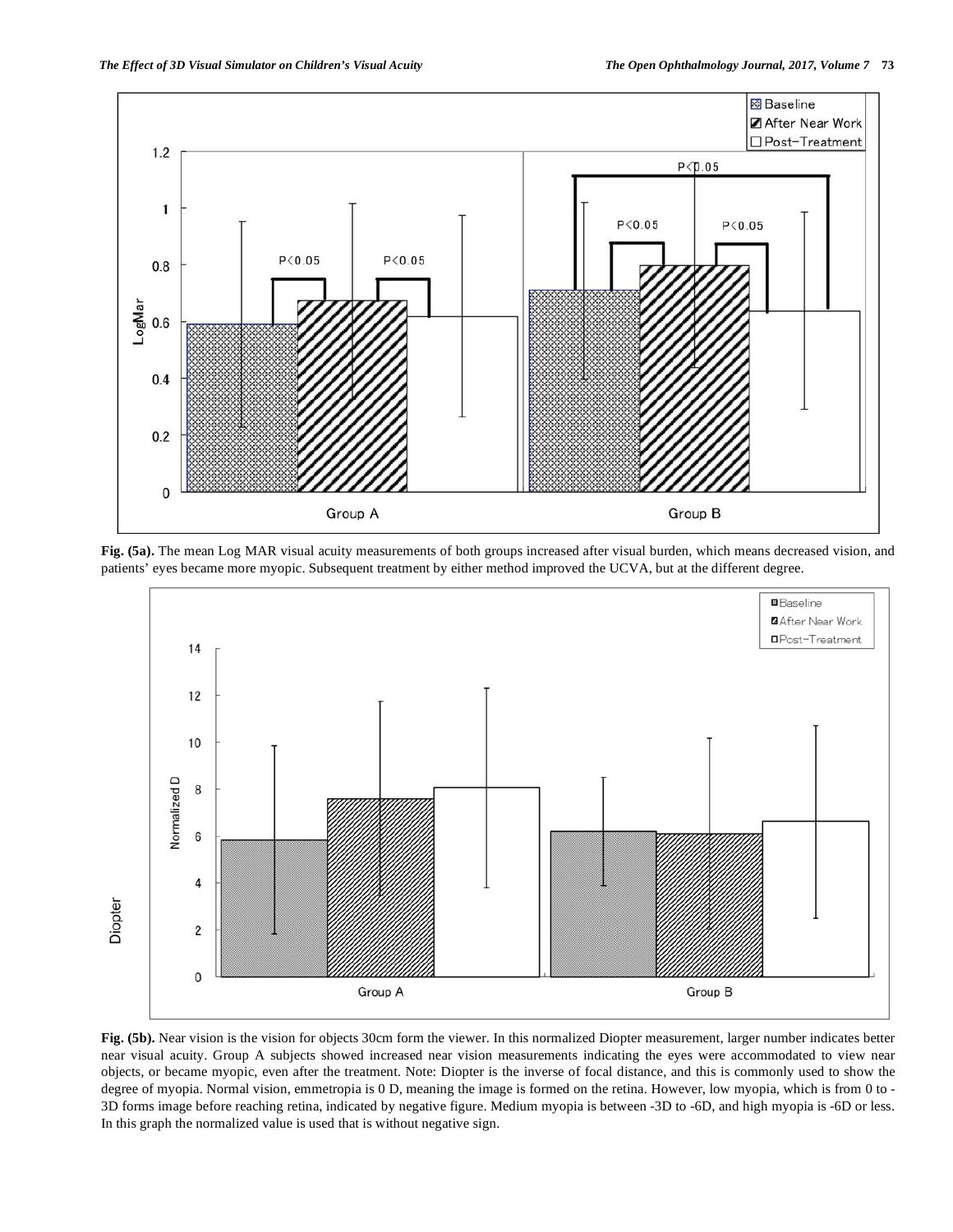Fig. (5a). The mean Log MAR visual acuity measurements of both groups increased after visual burden, which means decreased vision, and patients' eyes became more myopic. Subsequent treatment by either method improved the UCVA, but at the different degree.

Fig. (5b). Near vision is the vision for objects 30cm form the viewer. In this normalized Diopter measurement, larger number indicates better near visual acuity. Group A subjects showed increased near vision measurements indicating the eyes were accommodated to view near objects, or became myopic, even after the treatment. Note: Diopter is the inverse of focal distance, and this is commonly used to show the degree of myopia. Normal vision, emmetropia is 0 D, meaning the image is formed on the retina. However, low myopia, which is from 0 to -3D forms image before reaching retina, indicated by negative figure. Medium myopia is between -3D to -6D, and high myopia is -6D or less. In this graph the normalized value is used that is without negative sign.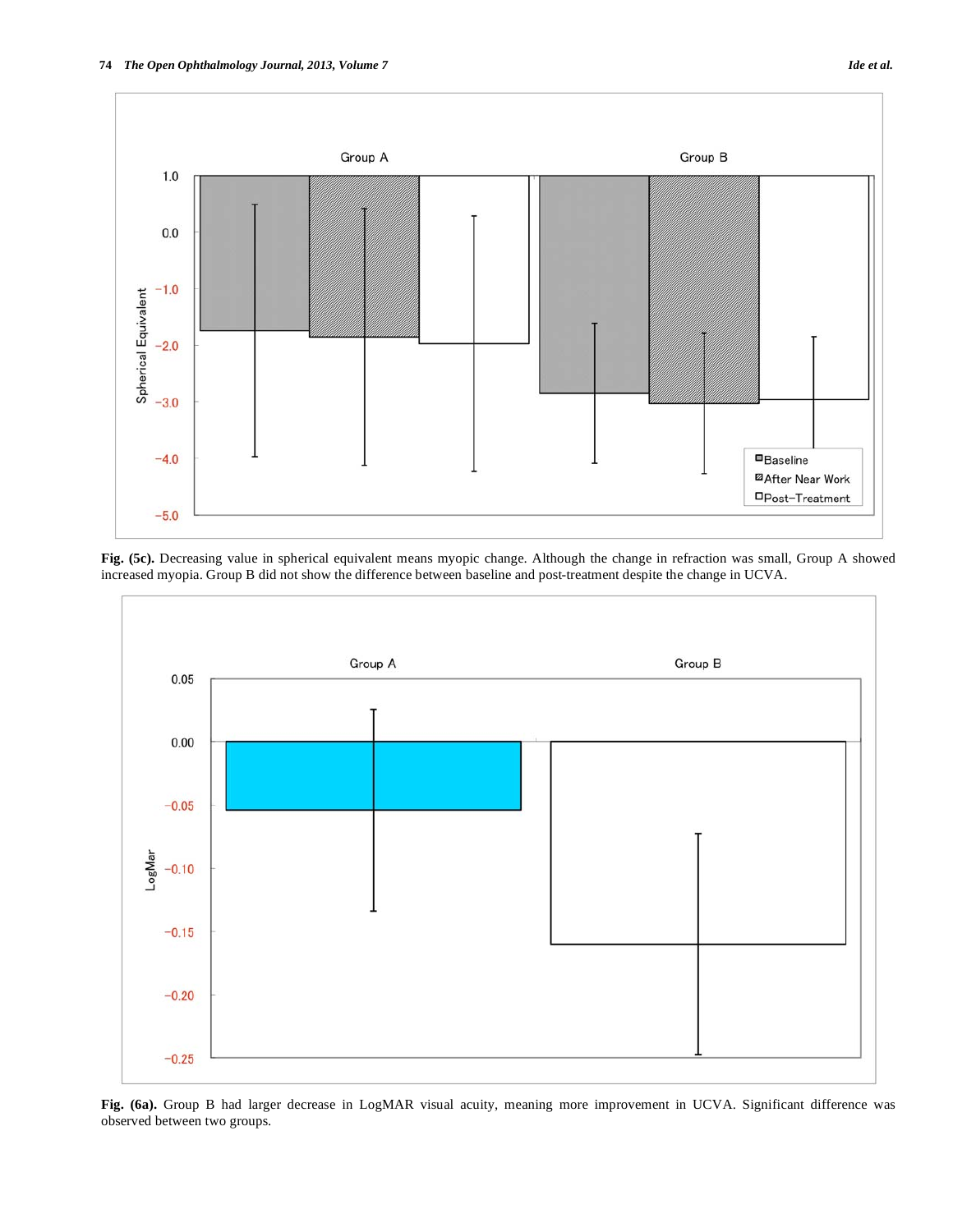**Fig. (5c).** Decreasing value in spherical equivalent means myopic change. Although the change in refraction was small, Group A showed increased myopia. Group B did not show the difference between baseline and post-treatment despite the change in UCVA.

**Fig. (6a).** Group B had larger decrease in LogMAR visual acuity, meaning more improvement in UCVA. Significant difference was observed between two groups.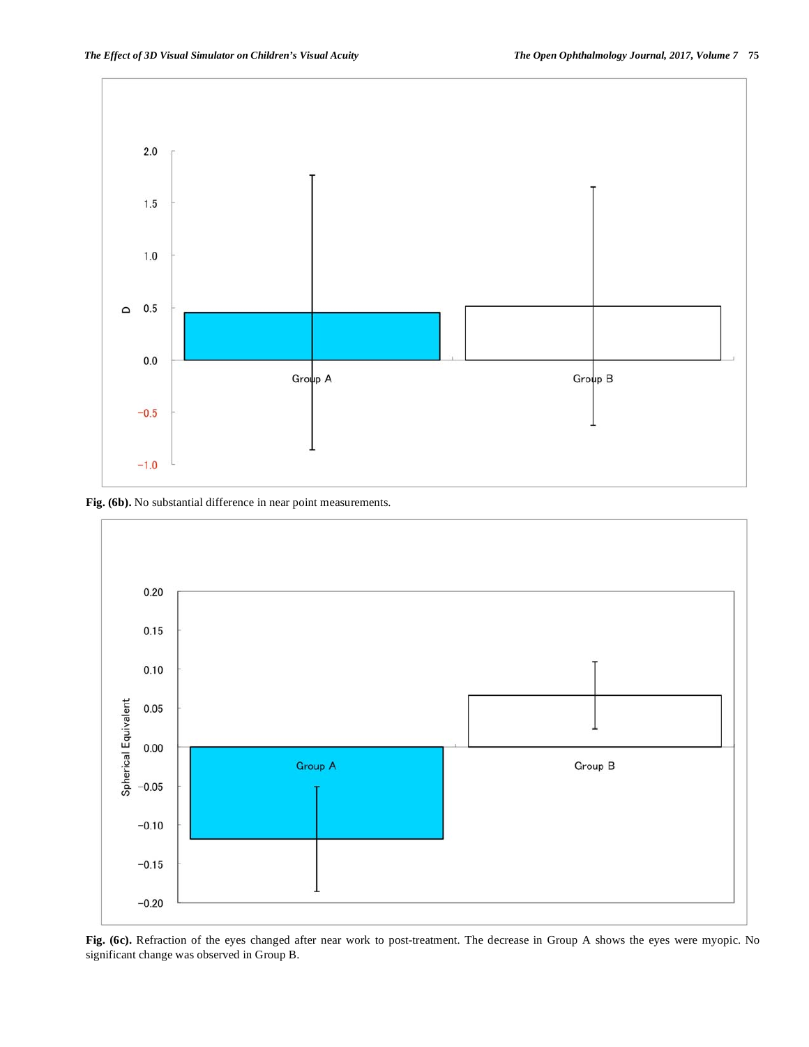Fig. (6b). No substantial difference in near point measurements.

Fig. (6c). Refraction of the eyes changed after near work to post-treatment. The decrease in Group A shows the eyes were myopic. No significant change was observed in Group B.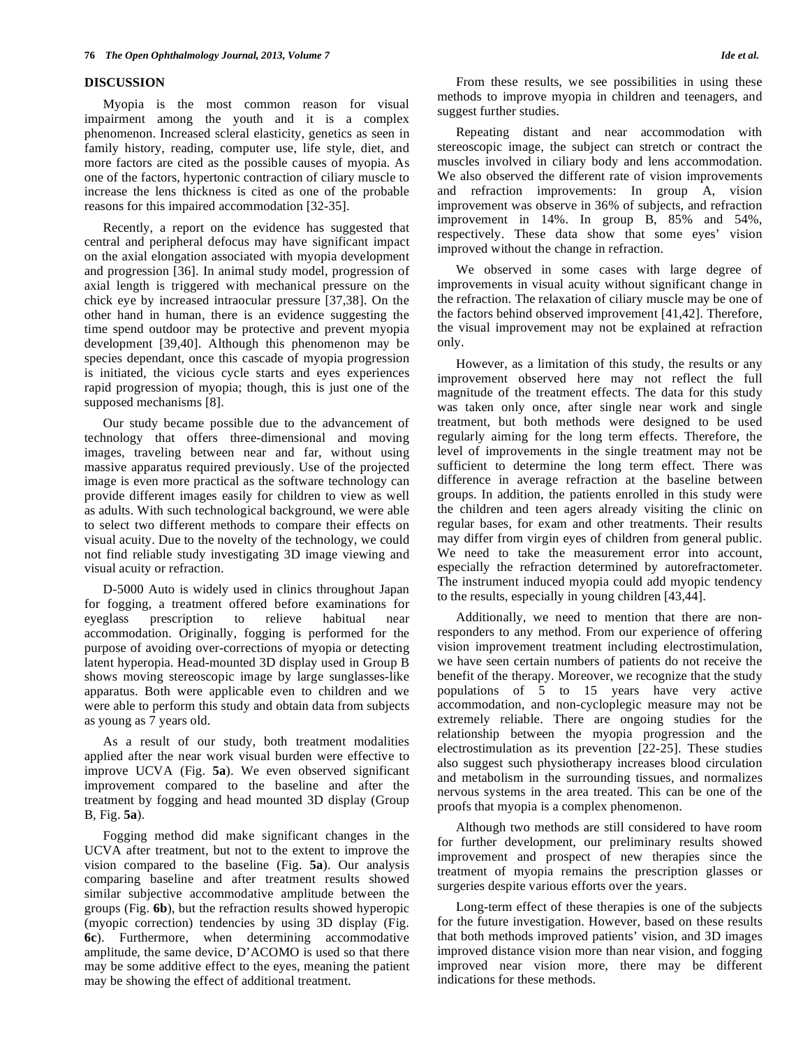## DISCUSSION

Myopia is the most common reason for visual impairment among the youth and it is a complex phenomenon. Increased scleral elasticity, genetics as seen in family history, reading, computer use, life style, diet, and more factors are cited as the possible causes of myopia. As one of the factors, hypertonic contraction of ciliary muscle to increase the lens thickness is cited as one of the probable reasons for this impaired accommodation [32-35].

Recently, a report on the evidence has suggested that central and peripheral defocus may have significant impact on the axial elongation associated with myopia development and progression [36]. In animal study model, progression of axial length is triggered with mechanical pressure on the chick eye by increased intraocular pressure [37,38]. On the other hand in human, there is an evidence suggesting the time spend outdoor may be protective and prevent myopia development [39,40]. Although this phenomenon may be species dependant, once this cascade of myopia progression is initiated, the vicious cycle starts and eyes experiences rapid progression of myopia; though, this is just one of the supposed mechanisms [8].

Our study became possible due to the advancement of technology that offers three-dimensional and moving images, traveling between near and far, without using massive apparatus required previously. Use of the projected image is even more practical as the software technology can provide different images easily for children to view as well as adults. With such technological background, we were able to select two different methods to compare their effects on visual acuity. Due to the novelty of the technology, we could not find reliable study investigating 3D image viewing and visual acuity or refraction.

D-5000 Auto is widely used in clinics throughout Japan for fogging, a treatment offered before examinations for eyeglass prescription to relieve habitual near accommodation. Originally, fogging is performed for the purpose of avoiding over-corrections of myopia or detecting latent hyperopia. Head-mounted 3D display used in Group B shows moving stereoscopic image by large sunglasses-like apparatus. Both were applicable even to children and we were able to perform this study and obtain data from subjects as young as 7 years old.

As a result of our study, both treatment modalities applied after the near work visual burden were effective to improve UCVA (Fig. **5a**). We even observed significant improvement compared to the baseline and after the treatment by fogging and head mounted 3D display (Group B, Fig. **5a**).

Fogging method did make significant changes in the UCVA after treatment, but not to the extent to improve the vision compared to the baseline (Fig. **5a**). Our analysis comparing baseline and after treatment results showed similar subjective accommodative amplitude between the groups (Fig. **6b**), but the refraction results showed hyperopic (myopic correction) tendencies by using 3D display (Fig. **6c**). Furthermore, when determining accommodative amplitude, the same device, D'ACOMO is used so that there may be some additive effect to the eyes, meaning the patient may be showing the effect of additional treatment.

From these results, we see possibilities in using these methods to improve myopia in children and teenagers, and suggest further studies.

Repeating distant and near accommodation with stereoscopic image, the subject can stretch or contract the muscles involved in ciliary body and lens accommodation. We also observed the different rate of vision improvements and refraction improvements: In group A, vision improvement was observe in 36% of subjects, and refraction improvement in 14%. In group B, 85% and 54%, respectively. These data show that some eyes' vision improved without the change in refraction.

We observed in some cases with large degree of improvements in visual acuity without significant change in the refraction. The relaxation of ciliary muscle may be one of the factors behind observed improvement [41,42]. Therefore, the visual improvement may not be explained at refraction only.

However, as a limitation of this study, the results or any improvement observed here may not reflect the full magnitude of the treatment effects. The data for this study was taken only once, after single near work and single treatment, but both methods were designed to be used regularly aiming for the long term effects. Therefore, the level of improvements in the single treatment may not be sufficient to determine the long term effect. There was difference in average refraction at the baseline between groups. In addition, the patients enrolled in this study were the children and teen agers already visiting the clinic on regular bases, for exam and other treatments. Their results may differ from virgin eyes of children from general public. We need to take the measurement error into account, especially the refraction determined by autorefractometer. The instrument induced myopia could add myopic tendency to the results, especially in young children [43,44].

Additionally, we need to mention that there are non-responders to any method. From our experience of offering vision improvement treatment including electrostimulation, we have seen certain numbers of patients do not receive the benefit of the therapy. Moreover, we recognize that the study populations of 5 to 15 years have very active accommodation, and non-cycloplegic measure may not be extremely reliable. There are ongoing studies for the relationship between the myopia progression and the electrostimulation as its prevention [22-25]. These studies also suggest such physiotherapy increases blood circulation and metabolism in the surrounding tissues, and normalizes nervous systems in the area treated. This can be one of the proofs that myopia is a complex phenomenon.

Although two methods are still considered to have room for further development, our preliminary results showed improvement and prospect of new therapies since the treatment of myopia remains the prescription glasses or surgeries despite various efforts over the years.

Long-term effect of these therapies is one of the subjects for the future investigation. However, based on these results that both methods improved patients' vision, and 3D images improved distance vision more than near vision, and fogging improved near vision more, there may be different indications for these methods.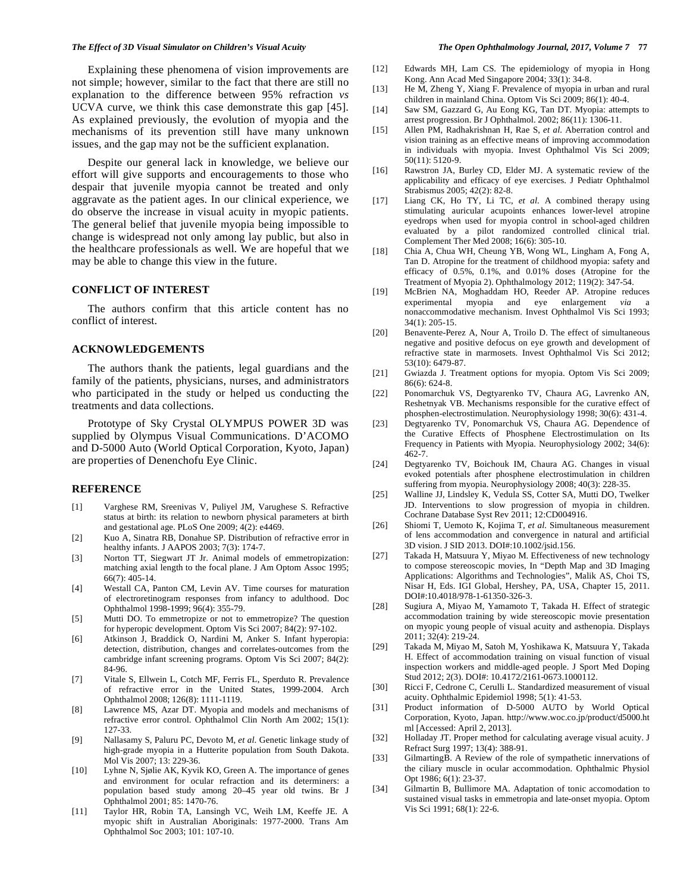Explaining these phenomena of vision improvements are not simple; however, similar to the fact that there are still no explanation to the difference between 95% refraction *vs* UCVA curve, we think this case demonstrate this gap [45]. As explained previously, the evolution of myopia and the mechanisms of its prevention still have many unknown issues, and the gap may not be the sufficient explanation.

Despite our general lack in knowledge, we believe our effort will give supports and encouragements to those who despair that juvenile myopia cannot be treated and only aggravate as the patient ages. In our clinical experience, we do observe the increase in visual acuity in myopic patients. The general belief that juvenile myopia being impossible to change is widespread not only among lay public, but also in the healthcare professionals as well. We are hopeful that we may be able to change this view in the future.

## CONFLICT OF INTEREST

The authors confirm that this article content has no conflict of interest.

## ACKNOWLEDGEMENTS

The authors thank the patients, legal guardians and the family of the patients, physicians, nurses, and administrators who participated in the study or helped us conducting the treatments and data collections.

Prototype of Sky Crystal OLYMPUS POWER 3D was supplied by Olympus Visual Communications. D'ACOMO and D-5000 Auto (World Optical Corporation, Kyoto, Japan) are properties of Denenchofu Eye Clinic.

## REFERENCE

[1] Varghese RM, Sreenivas V, Puliyel JM, Varughese S. Refractive status at birth: its relation to newborn physical parameters at birth and gestational age. PLoS One 2009; 4(2): e4469.

[2] Kuo A, Sinatra RB, Donahue SP. Distribution of refractive error in healthy infants. J AAPOS 2003; 7(3): 174-7.

[3] Norton TT, Siegwart JT Jr. Animal models of emmetropization: matching axial length to the focal plane. J Am Optom Assoc 1995; 66(7): 405-14.

[4] Westall CA, Panton CM, Levin AV. Time courses for maturation of electroretinogram responses from infancy to adulthood. Doc Ophthalmol 1998-1999; 96(4): 355-79.

[5] Mutti DO. To emmetropize or not to emmetropize? The question for hyperopic development. Optom Vis Sci 2007; 84(2): 97-102.

[6] Atkinson J, Braddick O, Nardini M, Anker S. Infant hyperopia: detection, distribution, changes and correlates-outcomes from the cambridge infant screening programs. Optom Vis Sci 2007; 84(2): 84-96.

[7] Vitale S, Ellwein L, Cotch MF, Ferris FL, Sperduto R. Prevalence of refractive error in the United States, 1999-2004. Arch Ophthalmol 2008; 126(8): 1111-1119.

[8] Lawrence MS, Azar DT. Myopia and models and mechanisms of refractive error control. Ophthalmol Clin North Am 2002; 15(1): 127-33.

[9] Nallasamy S, Paluru PC, Devoto M, *et al.* Genetic linkage study of high-grade myopia in a Hutterite population from South Dakota. Mol Vis 2007; 13: 229-36.

[10] Lyhne N, Sjølie AK, Kyvik KO, Green A. The importance of genes and environment for ocular refraction and its determiners: a population based study among 20–45 year old twins. Br J Ophthalmol 2001; 85: 1470-76.

[11] Taylor HR, Robin TA, Lansingh VC, Weih LM, Keeffe JE. A myopic shift in Australian Aboriginals: 1977-2000. Trans Am Ophthalmol Soc 2003; 101: 107-10.

[12] Edwards MH, Lam CS. The epidemiology of myopia in Hong Kong. Ann Acad Med Singapore 2004; 33(1): 34-8.

[13] He M, Zheng Y, Xiang F. Prevalence of myopia in urban and rural children in mainland China. Optom Vis Sci 2009; 86(1): 40-4.

[14] Saw SM, Gazzard G, Au Eong KG, Tan DT. Myopia: attempts to arrest progression. Br J Ophthalmol. 2002; 86(11): 1306-11.

[15] Allen PM, Radhakrishnan H, Rae S, *et al.* Aberration control and vision training as an effective means of improving accommodation in individuals with myopia. Invest Ophthalmol Vis Sci 2009; 50(11): 5120-9.

[16] Rawstron JA, Burley CD, Elder MJ. A systematic review of the applicability and efficacy of eye exercises. J Pediatr Ophthalmol Strabismus 2005; 42(2): 82-8.

[17] Liang CK, Ho TY, Li TC, *et al.* A combined therapy using stimulating auricular acupoints enhances lower-level atropine eyedrops when used for myopia control in school-aged children evaluated by a pilot randomized controlled clinical trial. Complement Ther Med 2008; 16(6): 305-10.

[18] Chia A, Chua WH, Cheung YB, Wong WL, Lingham A, Fong A, Tan D. Atropine for the treatment of childhood myopia: safety and efficacy of 0.5%, 0.1%, and 0.01% doses (Atropine for the Treatment of Myopia 2). Ophthalmology 2012; 119(2): 347-54.

[19] McBrien NA, Moghaddam HO, Reeder AP. Atropine reduces experimental myopia and eye enlargement *via* a nonaccommodative mechanism. Invest Ophthalmol Vis Sci 1993; 34(1): 205-15.

[20] Benavente-Perez A, Nour A, Troilo D. The effect of simultaneous negative and positive defocus on eye growth and development of refractive state in marmosets. Invest Ophthalmol Vis Sci 2012; 53(10): 6479-87.

[21] Gwiazda J. Treatment options for myopia. Optom Vis Sci 2009; 86(6): 624-8.

[22] Ponomarchuk VS, Degtyarenko TV, Chaura AG, Lavrenko AN, Reshetnyak VB. Mechanisms responsible for the curative effect of phosphen-electrostimulation. Neurophysiology 1998; 30(6): 431-4.

[23] Degtyarenko TV, Ponomarchuk VS, Chaura AG. Dependence of the Curative Effects of Phosphene Electrostimulation on Its Frequency in Patients with Myopia. Neurophysiology 2002; 34(6): 462-7.

[24] Degtyarenko TV, Boichouk IM, Chaura AG. Changes in visual evoked potentials after phosphene electrostimulation in children suffering from myopia. Neurophysiology 2008; 40(3): 228-35.

[25] Walline JJ, Lindsley K, Vedula SS, Cotter SA, Mutti DO, Twelker JD. Interventions to slow progression of myopia in children. Cochrane Database Syst Rev 2011; 12:CD004916.

[26] Shiomi T, Uemoto K, Kojima T, *et al.* Simultaneous measurement of lens accommodation and convergence in natural and artificial 3D vision. J SID 2013. DOI#:10.1002/jsid.156.

[27] Takada H, Matsuura Y, Miyao M. Effectiveness of new technology to compose stereoscopic movies, In "Depth Map and 3D Imaging Applications: Algorithms and Technologies", Malik AS, Choi TS, Nisar H, Eds. IGI Global, Hershey, PA, USA, Chapter 15, 2011. DOI#:10.4018/978-1-61350-326-3.

[28] Sugiura A, Miyao M, Yamamoto T, Takada H. Effect of strategic accommodation training by wide stereoscopic movie presentation on myopic young people of visual acuity and asthenopia. Displays 2011; 32(4): 219-24.

[29] Takada M, Miyao M, Satoh M, Yoshikawa K, Matsuura Y, Takada H. Effect of accommodation training on visual function of visual inspection workers and middle-aged people. J Sport Med Doping Stud 2012; 2(3). DOI#: 10.4172/2161-0673.1000112.

[30] Ricci F, Cedrone C, Cerulli L. Standardized measurement of visual acuity. Ophthalmic Epidemiol 1998; 5(1): 41-53.

[31] Product information of D-5000 AUTO by World Optical Corporation, Kyoto, Japan. http://www.woc.co.jp/product/d5000.html [Accessed: April 2, 2013].

[32] Holladay JT. Proper method for calculating average visual acuity. J Refract Surg 1997; 13(4): 388-91.

[33] GilmartingB. A Review of the role of sympathetic innervations of the ciliary muscle in ocular accommodation. Ophthalmic Physiol Opt 1986; 6(1): 23-37.

[34] Gilmartin B, Bullimore MA. Adaptation of tonic accomodation to sustained visual tasks in emmetropia and late-onset myopia. Optom Vis Sci 1991; 68(1): 22-6.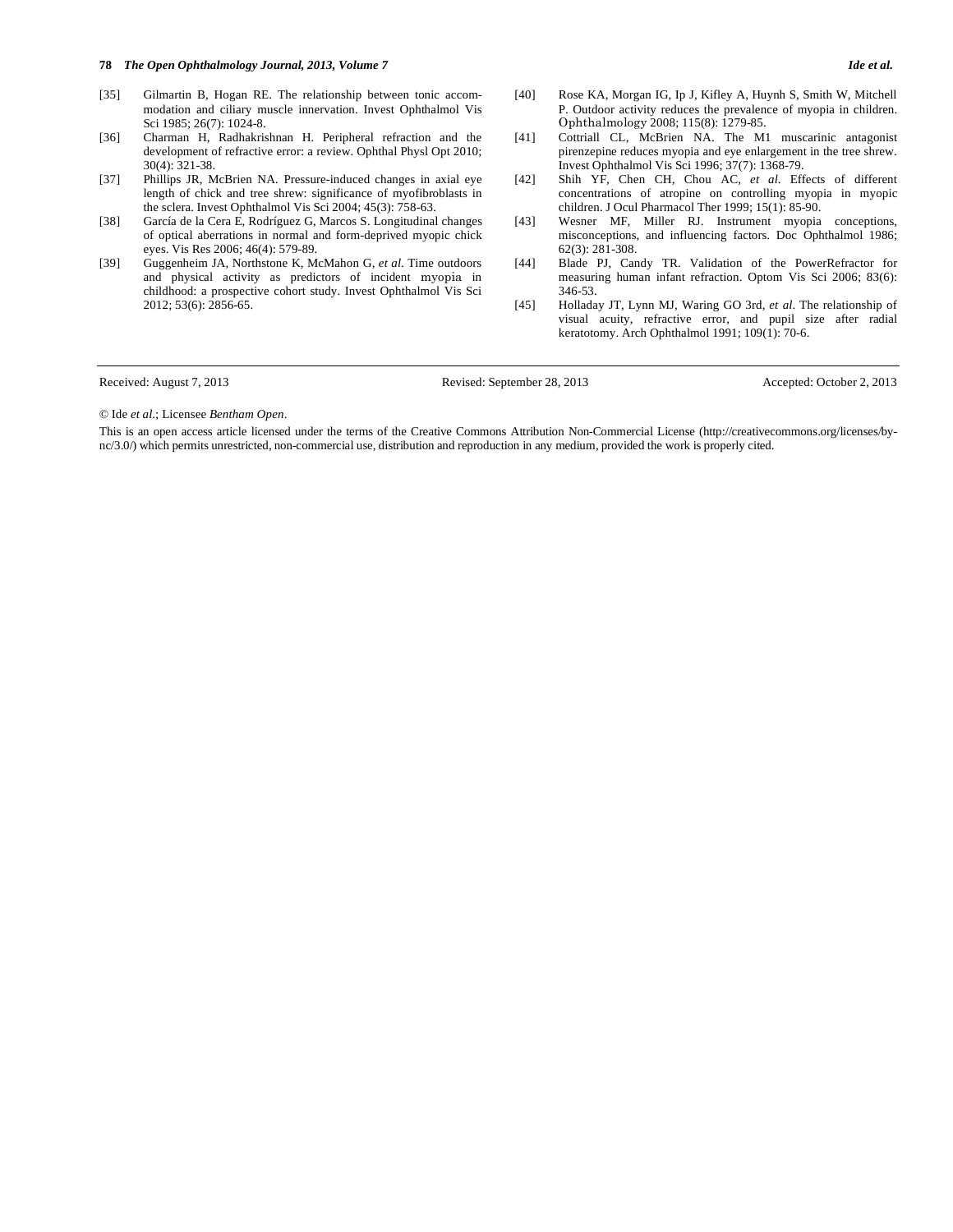[35] Gilmartin B, Hogan RE. The relationship between tonic accommodation and ciliary muscle innervation. Invest Ophthalmol Vis Sci 1985; 26(7): 1024-8.

[36] Charman H, Radhakrishnan H. Peripheral refraction and the development of refractive error: a review. Ophthal Physl Opt 2010; 30(4): 321-38.

[37] Phillips JR, McBrien NA. Pressure-induced changes in axial eye length of chick and tree shrew: significance of myofibroblasts in the sclera. Invest Ophthalmol Vis Sci 2004; 45(3): 758-63.

[38] García de la Cera E, Rodríguez G, Marcos S. Longitudinal changes of optical aberrations in normal and form-deprived myopic chick eyes. Vis Res 2006; 46(4): 579-89.

[39] Guggenheim JA, Northstone K, McMahon G, *et al*. Time outdoors and physical activity as predictors of incident myopia in childhood: a prospective cohort study. Invest Ophthalmol Vis Sci 2012; 53(6): 2856-65.

[40] Rose KA, Morgan IG, Ip J, Kifley A, Huynh S, Smith W, Mitchell P. Outdoor activity reduces the prevalence of myopia in children. Ophthalmology 2008; 115(8): 1279-85.

[41] Cottriall CL, McBrien NA. The M1 muscarinic antagonist pirenzepine reduces myopia and eye enlargement in the tree shrew. Invest Ophthalmol Vis Sci 1996; 37(7): 1368-79.

[42] Shih YF, Chen CH, Chou AC, *et al*. Effects of different concentrations of atropine on controlling myopia in myopic children. J Ocul Pharmacol Ther 1999; 15(1): 85-90.

[43] Wesner MF, Miller RJ. Instrument myopia conceptions, misconceptions, and influencing factors. Doc Ophthalmol 1986; 62(3): 281-308.

[44] Blade PJ, Candy TR. Validation of the PowerRefractor for measuring human infant refraction. Optom Vis Sci 2006; 83(6): 346-53.

[45] Holladay JT, Lynn MJ, Waring GO 3rd, *et al*. The relationship of visual acuity, refractive error, and pupil size after radial keratotomy. Arch Ophthalmol 1991; 109(1): 70-6.

---

Received: August 7, 2013 Revised: September 28, 2013 Accepted: October 2, 2013

© Ide *et al*.; Licensee *Bentham Open*.

This is an open access article licensed under the terms of the Creative Commons Attribution Non-Commercial License (http://creativecommons.org/licenses/by-nc/3.0/) which permits unrestricted, non-commercial use, distribution and reproduction in any medium, provided the work is properly cited.